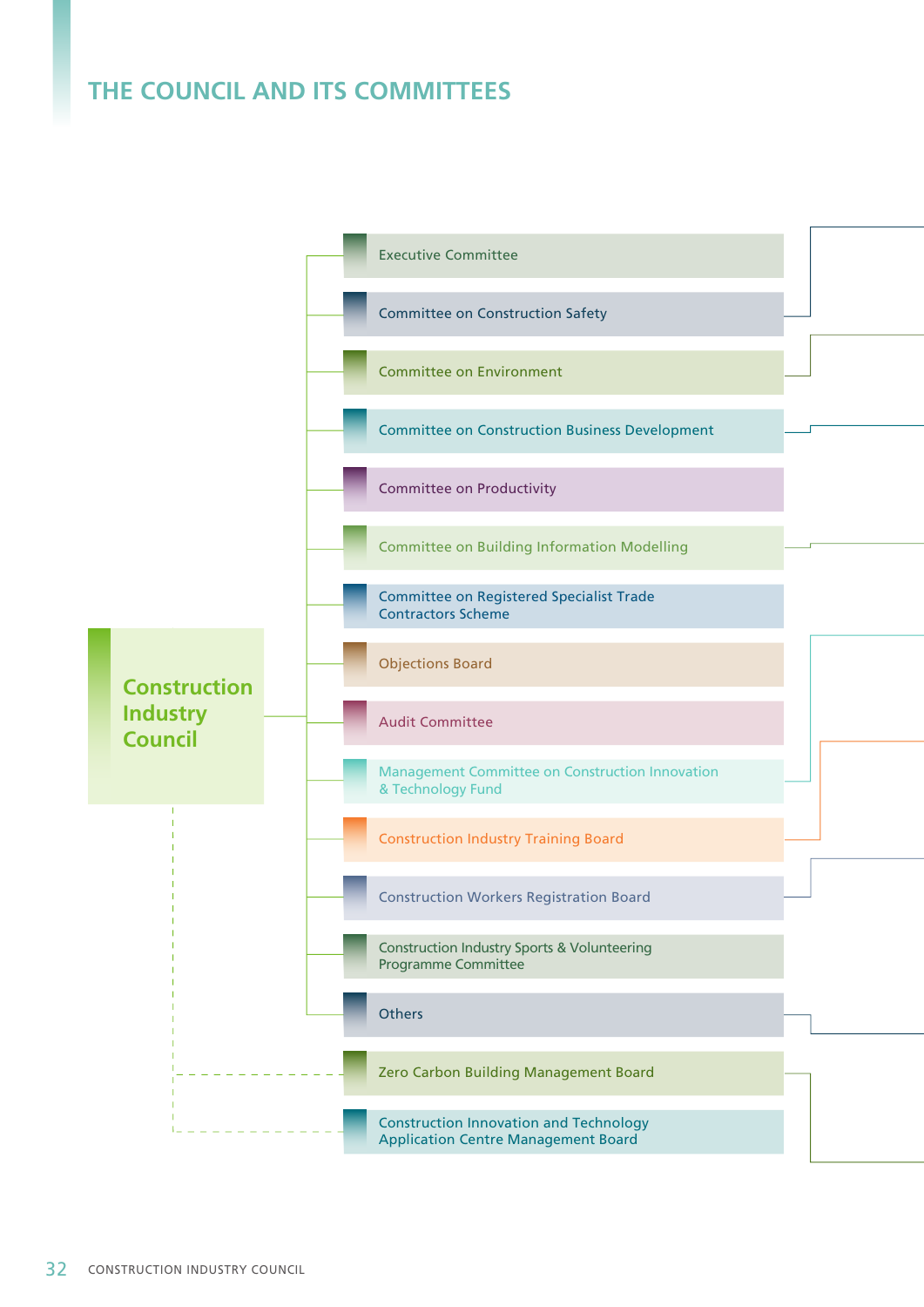# THE COUNCIL AND ITS COMMITTEES

**Construction Industry Council**

- Executive Committee
- Committee on Construction Safety
- Committee on Environment
- Committee on Construction Business Development
- Committee on Productivity
- Committee on Building Information Modelling
- Committee on Registered Specialist Trade Contractors Scheme
- Objections Board
- Audit Committee
- Management Committee on Construction Innovation & Technology Fund
- Construction Industry Training Board
- Construction Workers Registration Board
- Construction Industry Sports & Volunteering Programme Committee
- Others
- Zero Carbon Building Management Board
- Construction Innovation and Technology Application Centre Management Board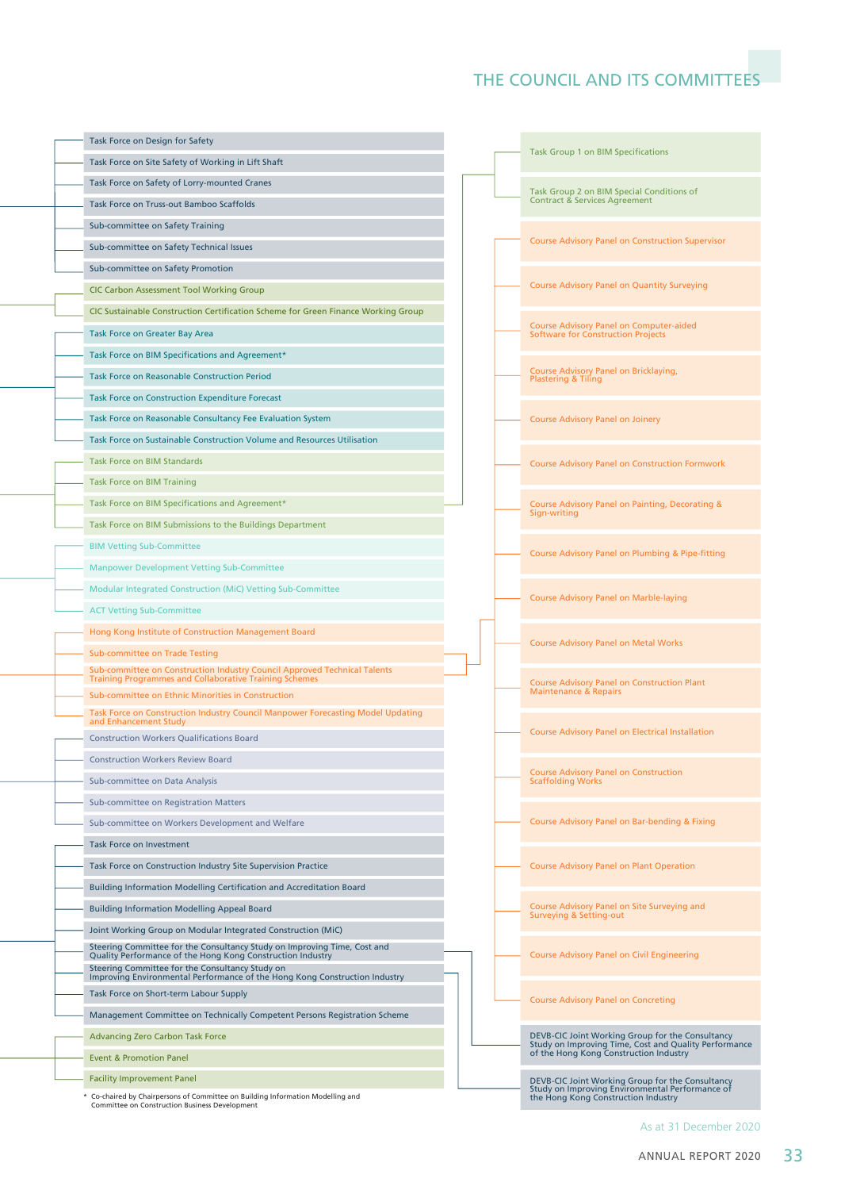# THE COUNCIL AND ITS COMMITTEES

- Task Force on Design for Safety
- Task Force on Site Safety of Working in Lift Shaft
- Task Force on Safety of Lorry-mounted Cranes
- Task Force on Truss-out Bamboo Scaffolds
- Sub-committee on Safety Training
- Sub-committee on Safety Technical Issues
- Sub-committee on Safety Promotion

- CIC Carbon Assessment Tool Working Group
- CIC Sustainable Construction Certification Scheme for Green Finance Working Group

- Task Force on Greater Bay Area
- Task Force on BIM Specifications and Agreement*
- Task Force on Reasonable Construction Period
- Task Force on Construction Expenditure Forecast
- Task Force on Reasonable Consultancy Fee Evaluation System
- Task Force on Sustainable Construction Volume and Resources Utilisation

- Task Force on BIM Standards
- Task Force on BIM Training
- Task Force on BIM Specifications and Agreement*
  - Task Group 1 on BIM Specifications
  - Task Group 2 on BIM Special Conditions of Contract & Services Agreement
- Task Force on BIM Submissions to the Buildings Department

- BIM Vetting Sub-Committee
- Manpower Development Vetting Sub-Committee
- Modular Integrated Construction (MiC) Vetting Sub-Committee
- ACT Vetting Sub-Committee

- Hong Kong Institute of Construction Management Board
- Sub-committee on Trade Testing
  - Course Advisory Panel on Construction Supervisor
  - Course Advisory Panel on Quantity Surveying
  - Course Advisory Panel on Computer-aided Software for Construction Projects
  - Course Advisory Panel on Bricklaying, Plastering & Tiling
  - Course Advisory Panel on Joinery
  - Course Advisory Panel on Construction Formwork
  - Course Advisory Panel on Painting, Decorating & Sign-writing
  - Course Advisory Panel on Plumbing & Pipe-fitting
  - Course Advisory Panel on Marble-laying
  - Course Advisory Panel on Metal Works
  - Course Advisory Panel on Construction Plant Maintenance & Repairs
  - Course Advisory Panel on Electrical Installation
  - Course Advisory Panel on Construction Scaffolding Works
  - Course Advisory Panel on Bar-bending & Fixing
  - Course Advisory Panel on Plant Operation
  - Course Advisory Panel on Site Surveying and Surveying & Setting-out
  - Course Advisory Panel on Civil Engineering
  - Course Advisory Panel on Concreting
- Sub-committee on Construction Industry Council Approved Technical Talents Training Programmes and Collaborative Training Schemes
- Sub-committee on Ethnic Minorities in Construction
- Task Force on Construction Industry Council Manpower Forecasting Model Updating and Enhancement Study

- Construction Workers Qualifications Board
- Construction Workers Review Board
- Sub-committee on Data Analysis
- Sub-committee on Registration Matters
- Sub-committee on Workers Development and Welfare

- Task Force on Investment
- Task Force on Construction Industry Site Supervision Practice
- Building Information Modelling Certification and Accreditation Board
- Building Information Modelling Appeal Board
- Joint Working Group on Modular Integrated Construction (MiC)
- Steering Committee for the Consultancy Study on Improving Time, Cost and Quality Performance of the Hong Kong Construction Industry
  - DEVB-CIC Joint Working Group for the Consultancy Study on Improving Time, Cost and Quality Performance of the Hong Kong Construction Industry
- Steering Committee for the Consultancy Study on Improving Environmental Performance of the Hong Kong Construction Industry
  - DEVB-CIC Joint Working Group for the Consultancy Study on Improving Environmental Performance of the Hong Kong Construction Industry
- Task Force on Short-term Labour Supply
- Management Committee on Technically Competent Persons Registration Scheme

- Advancing Zero Carbon Task Force
- Event & Promotion Panel
- Facility Improvement Panel

\* Co-chaired by Chairpersons of Committee on Building Information Modelling and Committee on Construction Business Development

As at 31 December 2020